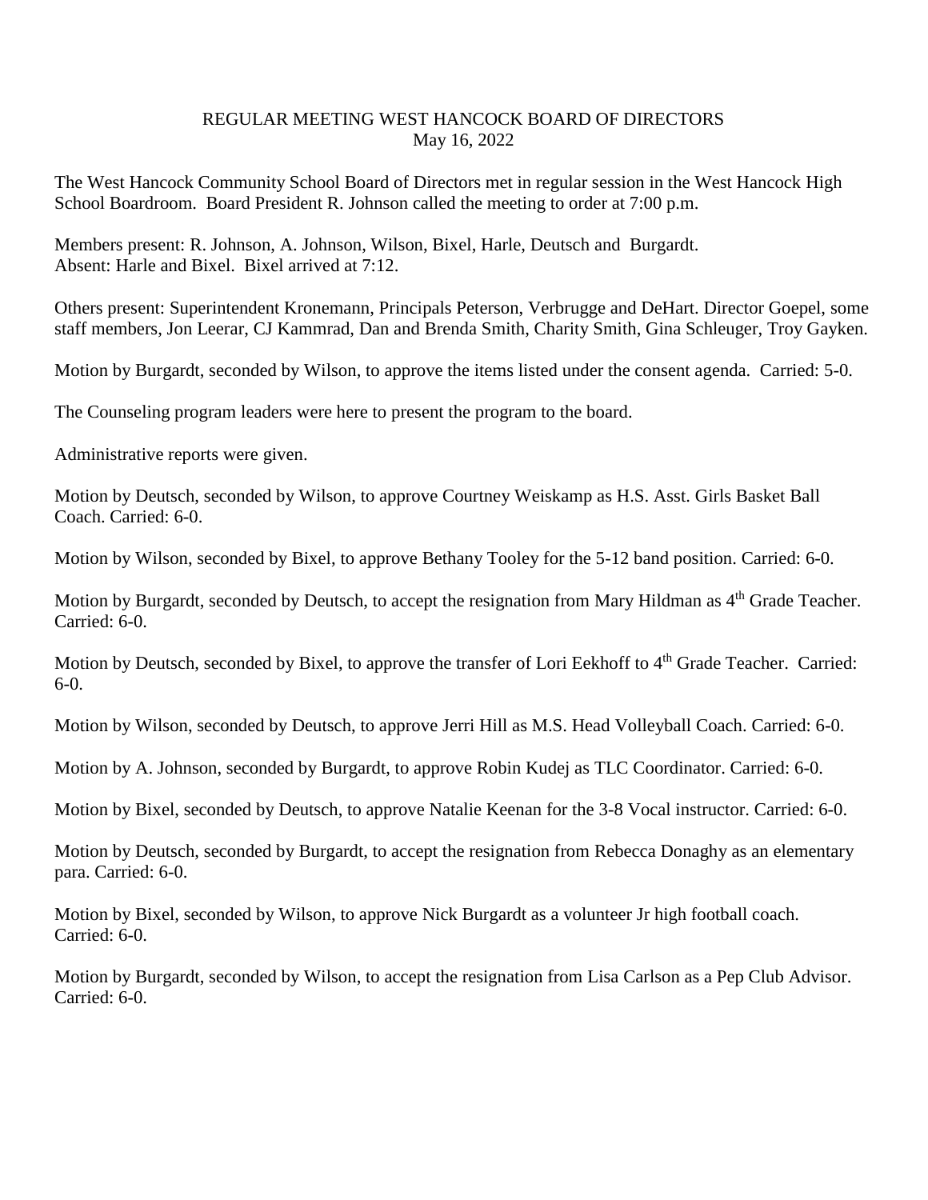# REGULAR MEETING WEST HANCOCK BOARD OF DIRECTORS
May 16, 2022

The West Hancock Community School Board of Directors met in regular session in the West Hancock High School Boardroom. Board President R. Johnson called the meeting to order at 7:00 p.m.

Members present: R. Johnson, A. Johnson, Wilson, Bixel, Harle, Deutsch and Burgardt.
Absent: Harle and Bixel. Bixel arrived at 7:12.

Others present: Superintendent Kronemann, Principals Peterson, Verbrugge and DeHart. Director Goepel, some staff members, Jon Leerar, CJ Kammrad, Dan and Brenda Smith, Charity Smith, Gina Schleuger, Troy Gayken.

Motion by Burgardt, seconded by Wilson, to approve the items listed under the consent agenda. Carried: 5-0.

The Counseling program leaders were here to present the program to the board.

Administrative reports were given.

Motion by Deutsch, seconded by Wilson, to approve Courtney Weiskamp as H.S. Asst. Girls Basket Ball Coach. Carried: 6-0.

Motion by Wilson, seconded by Bixel, to approve Bethany Tooley for the 5-12 band position. Carried: 6-0.

Motion by Burgardt, seconded by Deutsch, to accept the resignation from Mary Hildman as 4th Grade Teacher. Carried: 6-0.

Motion by Deutsch, seconded by Bixel, to approve the transfer of Lori Eekhoff to 4th Grade Teacher. Carried: 6-0.

Motion by Wilson, seconded by Deutsch, to approve Jerri Hill as M.S. Head Volleyball Coach. Carried: 6-0.

Motion by A. Johnson, seconded by Burgardt, to approve Robin Kudej as TLC Coordinator. Carried: 6-0.

Motion by Bixel, seconded by Deutsch, to approve Natalie Keenan for the 3-8 Vocal instructor. Carried: 6-0.

Motion by Deutsch, seconded by Burgardt, to accept the resignation from Rebecca Donaghy as an elementary para. Carried: 6-0.

Motion by Bixel, seconded by Wilson, to approve Nick Burgardt as a volunteer Jr high football coach. Carried: 6-0.

Motion by Burgardt, seconded by Wilson, to accept the resignation from Lisa Carlson as a Pep Club Advisor. Carried: 6-0.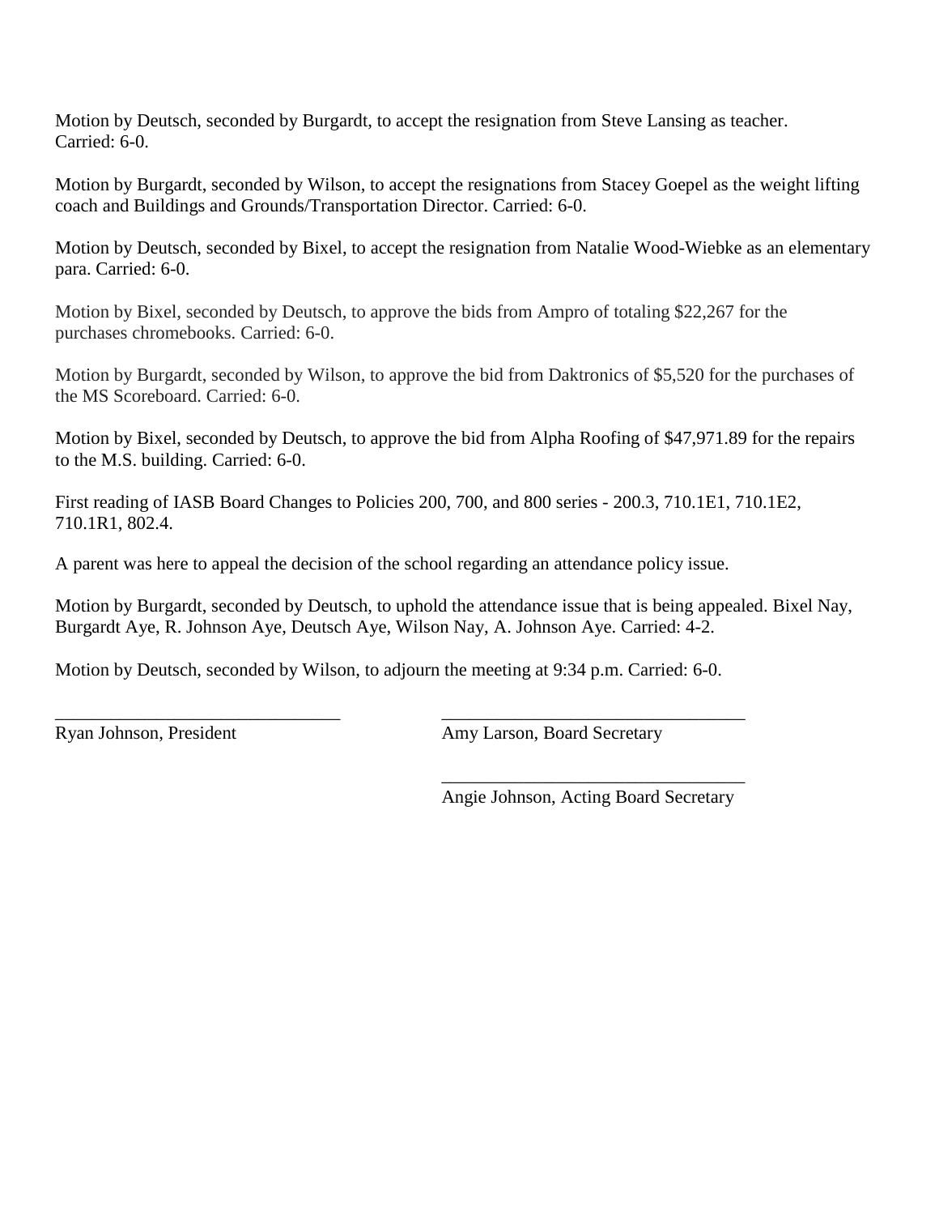Motion by Deutsch, seconded by Burgardt, to accept the resignation from Steve Lansing as teacher. Carried: 6-0.

Motion by Burgardt, seconded by Wilson, to accept the resignations from Stacey Goepel as the weight lifting coach and Buildings and Grounds/Transportation Director. Carried: 6-0.

Motion by Deutsch, seconded by Bixel, to accept the resignation from Natalie Wood-Wiebke as an elementary para. Carried: 6-0.

Motion by Bixel, seconded by Deutsch, to approve the bids from Ampro of totaling $22,267 for the purchases chromebooks. Carried: 6-0.

Motion by Burgardt, seconded by Wilson, to approve the bid from Daktronics of $5,520 for the purchases of the MS Scoreboard. Carried: 6-0.

Motion by Bixel, seconded by Deutsch, to approve the bid from Alpha Roofing of $47,971.89 for the repairs to the M.S. building. Carried: 6-0.

First reading of IASB Board Changes to Policies 200, 700, and 800 series - 200.3, 710.1E1, 710.1E2, 710.1R1, 802.4.

A parent was here to appeal the decision of the school regarding an attendance policy issue.

Motion by Burgardt, seconded by Deutsch, to uphold the attendance issue that is being appealed. Bixel Nay, Burgardt Aye, R. Johnson Aye, Deutsch Aye, Wilson Nay, A. Johnson Aye. Carried: 4-2.

Motion by Deutsch, seconded by Wilson, to adjourn the meeting at 9:34 p.m. Carried: 6-0.

________________________________ ________________________________

Ryan Johnson, President Amy Larson, Board Secretary

________________________________

Angie Johnson, Acting Board Secretary